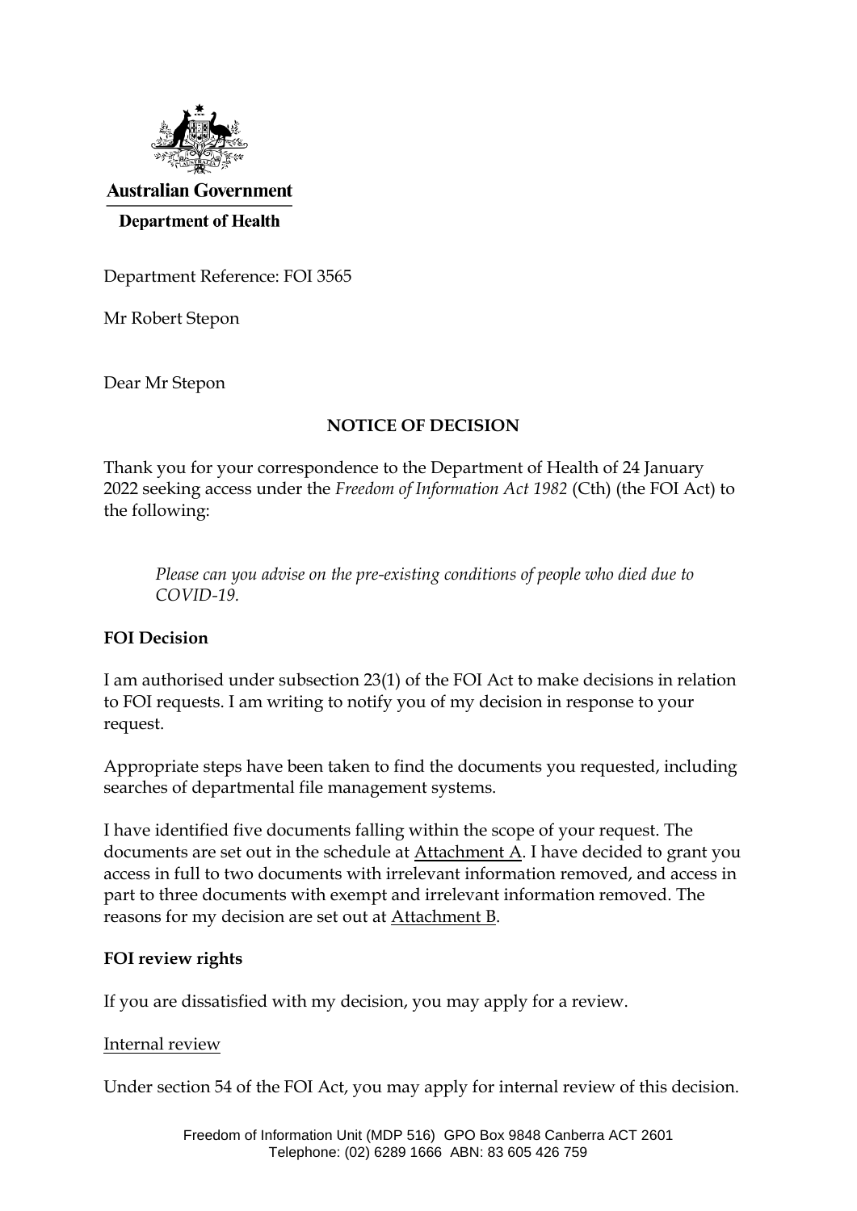**Australian Government**

**Department of Health**

Department Reference: FOI 3565

Mr Robert Stepon

Dear Mr Stepon

**NOTICE OF DECISION**

Thank you for your correspondence to the Department of Health of 24 January 2022 seeking access under the *Freedom of Information Act 1982* (Cth) (the FOI Act) to the following:

> *Please can you advise on the pre-existing conditions of people who died due to COVID-19.*

**FOI Decision**

I am authorised under subsection 23(1) of the FOI Act to make decisions in relation to FOI requests. I am writing to notify you of my decision in response to your request.

Appropriate steps have been taken to find the documents you requested, including searches of departmental file management systems.

I have identified five documents falling within the scope of your request. The documents are set out in the schedule at Attachment A. I have decided to grant you access in full to two documents with irrelevant information removed, and access in part to three documents with exempt and irrelevant information removed. The reasons for my decision are set out at Attachment B.

**FOI review rights**

If you are dissatisfied with my decision, you may apply for a review.

Internal review

Under section 54 of the FOI Act, you may apply for internal review of this decision.

Freedom of Information Unit (MDP 516) GPO Box 9848 Canberra ACT 2601
Telephone: (02) 6289 1666 ABN: 83 605 426 759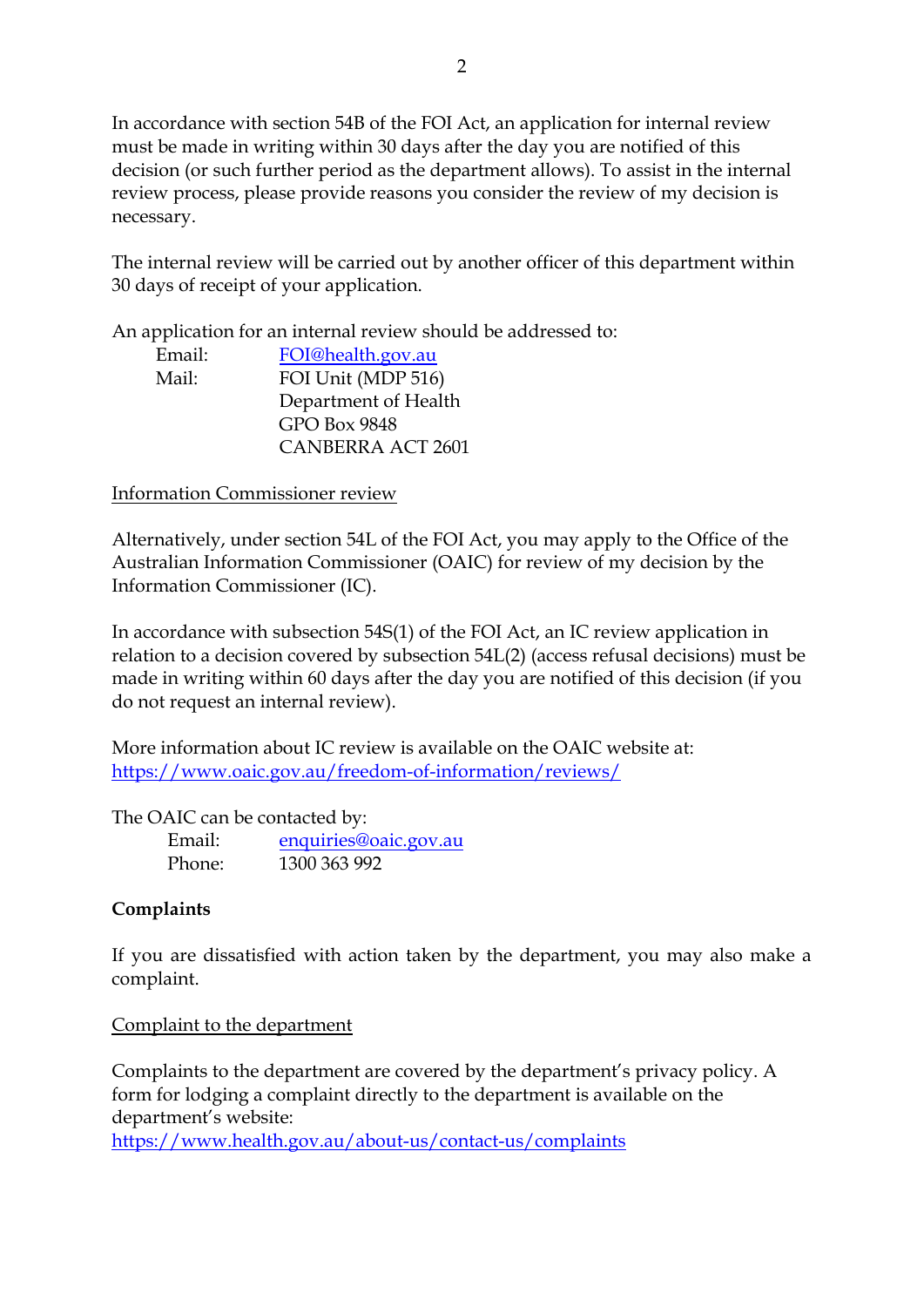In accordance with section 54B of the FOI Act, an application for internal review must be made in writing within 30 days after the day you are notified of this decision (or such further period as the department allows). To assist in the internal review process, please provide reasons you consider the review of my decision is necessary.

The internal review will be carried out by another officer of this department within 30 days of receipt of your application.

An application for an internal review should be addressed to:

Email: FOI@health.gov.au
Mail: FOI Unit (MDP 516)
Department of Health
GPO Box 9848
CANBERRA ACT 2601

Information Commissioner review

Alternatively, under section 54L of the FOI Act, you may apply to the Office of the Australian Information Commissioner (OAIC) for review of my decision by the Information Commissioner (IC).

In accordance with subsection 54S(1) of the FOI Act, an IC review application in relation to a decision covered by subsection 54L(2) (access refusal decisions) must be made in writing within 60 days after the day you are notified of this decision (if you do not request an internal review).

More information about IC review is available on the OAIC website at:
https://www.oaic.gov.au/freedom-of-information/reviews/

The OAIC can be contacted by:

Email: enquiries@oaic.gov.au
Phone: 1300 363 992

**Complaints**

If you are dissatisfied with action taken by the department, you may also make a complaint.

Complaint to the department

Complaints to the department are covered by the department's privacy policy. A form for lodging a complaint directly to the department is available on the department's website:
https://www.health.gov.au/about-us/contact-us/complaints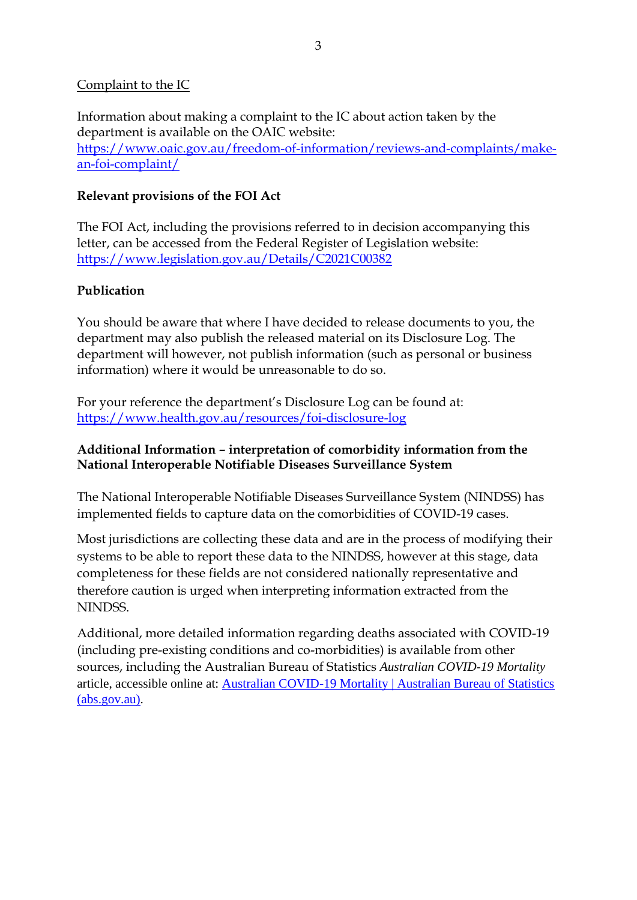Complaint to the IC

Information about making a complaint to the IC about action taken by the department is available on the OAIC website: https://www.oaic.gov.au/freedom-of-information/reviews-and-complaints/make-an-foi-complaint/

**Relevant provisions of the FOI Act**

The FOI Act, including the provisions referred to in decision accompanying this letter, can be accessed from the Federal Register of Legislation website: https://www.legislation.gov.au/Details/C2021C00382

**Publication**

You should be aware that where I have decided to release documents to you, the department may also publish the released material on its Disclosure Log. The department will however, not publish information (such as personal or business information) where it would be unreasonable to do so.

For your reference the department's Disclosure Log can be found at: https://www.health.gov.au/resources/foi-disclosure-log

**Additional Information – interpretation of comorbidity information from the National Interoperable Notifiable Diseases Surveillance System**

The National Interoperable Notifiable Diseases Surveillance System (NINDSS) has implemented fields to capture data on the comorbidities of COVID-19 cases.

Most jurisdictions are collecting these data and are in the process of modifying their systems to be able to report these data to the NINDSS, however at this stage, data completeness for these fields are not considered nationally representative and therefore caution is urged when interpreting information extracted from the NINDSS.

Additional, more detailed information regarding deaths associated with COVID-19 (including pre-existing conditions and co-morbidities) is available from other sources, including the Australian Bureau of Statistics *Australian COVID-19 Mortality* article, accessible online at: Australian COVID-19 Mortality | Australian Bureau of Statistics (abs.gov.au).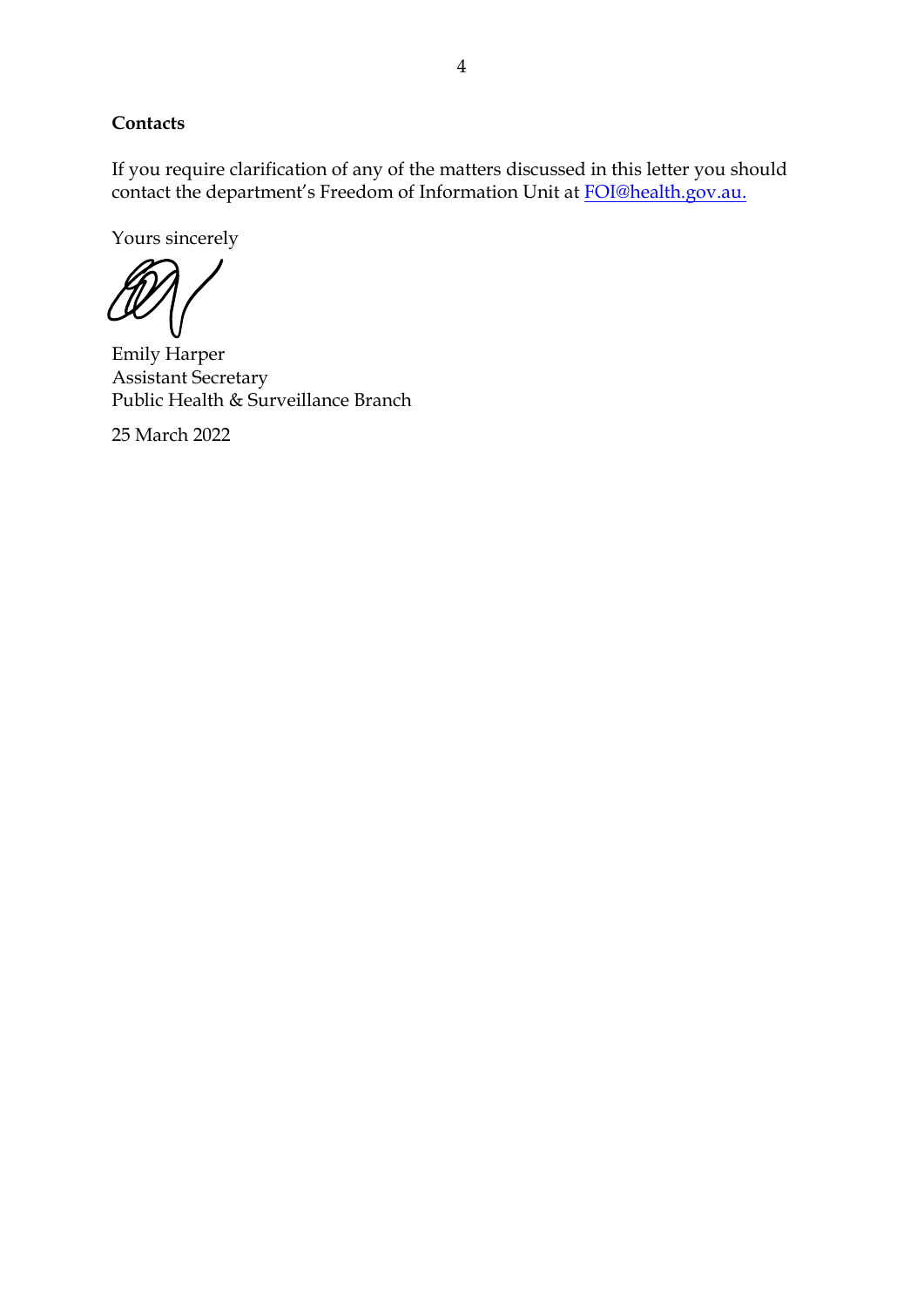**Contacts**

If you require clarification of any of the matters discussed in this letter you should contact the department's Freedom of Information Unit at FOI@health.gov.au.

Yours sincerely

Emily Harper
Assistant Secretary
Public Health & Surveillance Branch

25 March 2022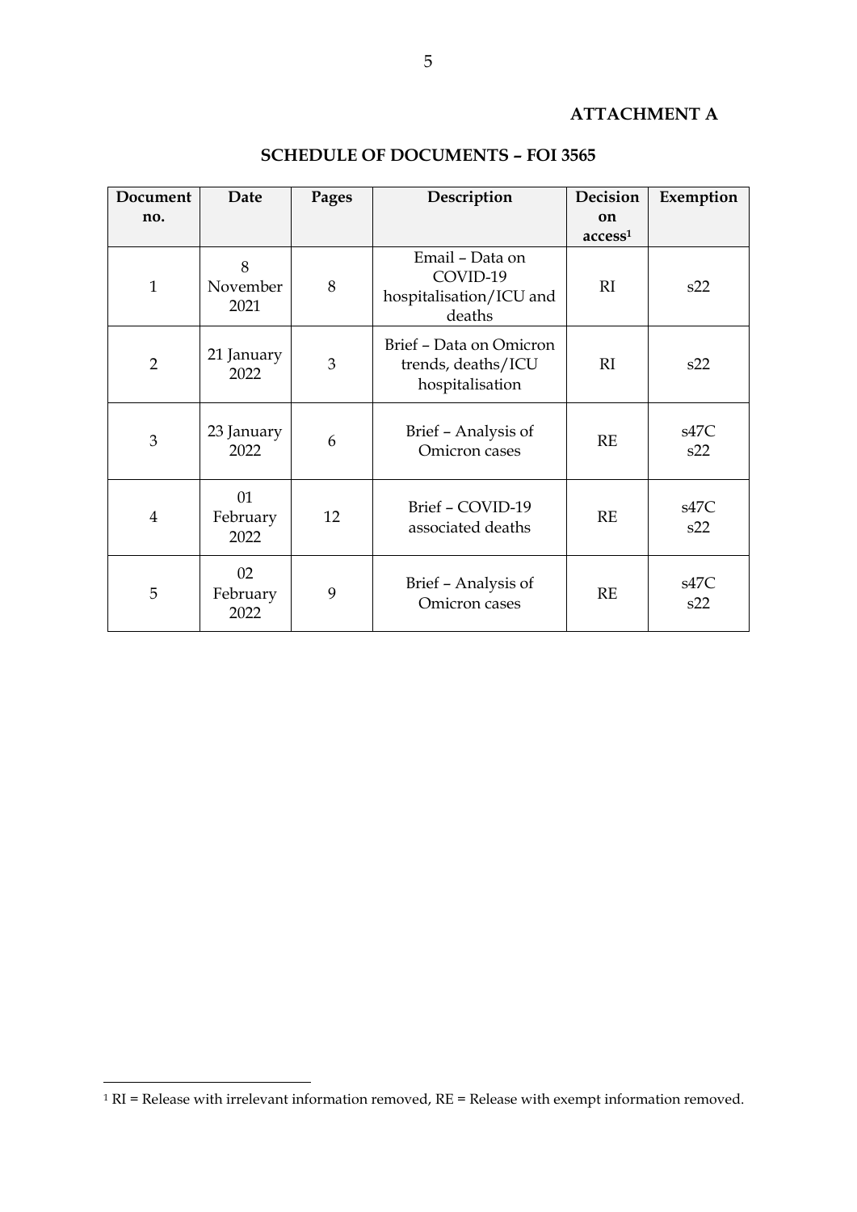**ATTACHMENT A**

## SCHEDULE OF DOCUMENTS – FOI 3565

| Document no. | Date | Pages | Description | Decision on access[1] | Exemption |
|---|---|---|---|---|---|
| 1 | 8 November 2021 | 8 | Email – Data on COVID-19 hospitalisation/ICU and deaths | RI | s22 |
| 2 | 21 January 2022 | 3 | Brief – Data on Omicron trends, deaths/ICU hospitalisation | RI | s22 |
| 3 | 23 January 2022 | 6 | Brief – Analysis of Omicron cases | RE | s47C s22 |
| 4 | 01 February 2022 | 12 | Brief – COVID-19 associated deaths | RE | s47C s22 |
| 5 | 02 February 2022 | 9 | Brief – Analysis of Omicron cases | RE | s47C s22 |

[1] RI = Release with irrelevant information removed, RE = Release with exempt information removed.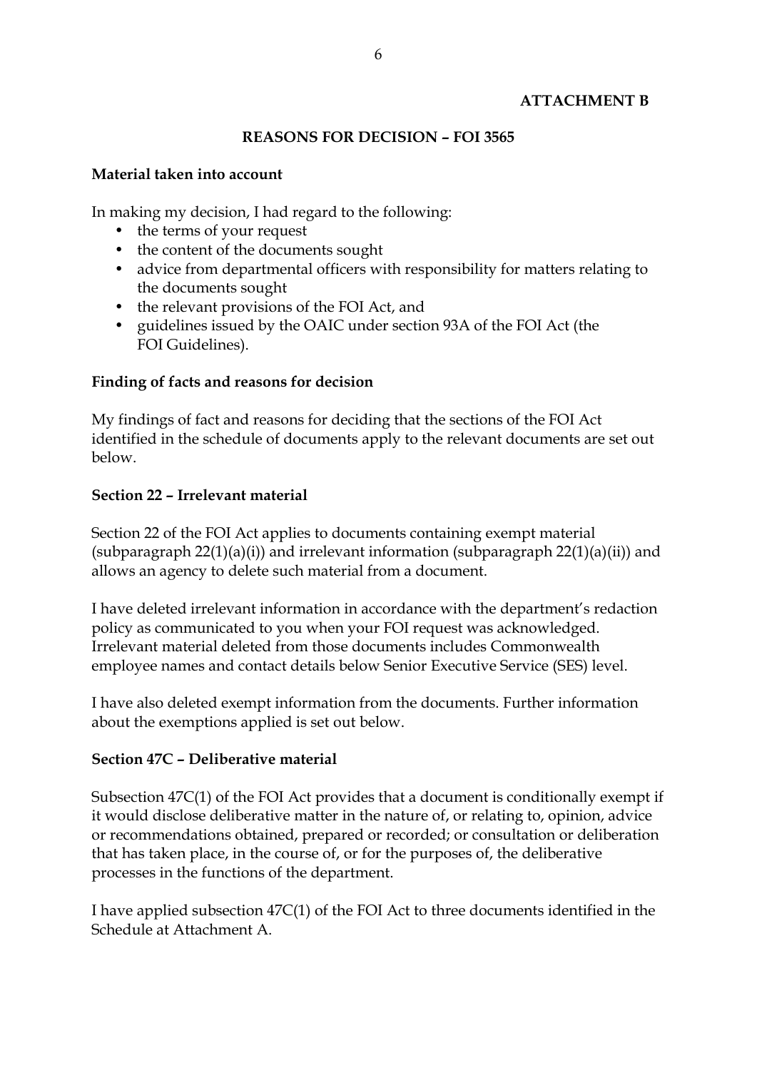**ATTACHMENT B**

## REASONS FOR DECISION – FOI 3565

### Material taken into account

In making my decision, I had regard to the following:

- the terms of your request
- the content of the documents sought
- advice from departmental officers with responsibility for matters relating to the documents sought
- the relevant provisions of the FOI Act, and
- guidelines issued by the OAIC under section 93A of the FOI Act (the FOI Guidelines).

### Finding of facts and reasons for decision

My findings of fact and reasons for deciding that the sections of the FOI Act identified in the schedule of documents apply to the relevant documents are set out below.

### Section 22 – Irrelevant material

Section 22 of the FOI Act applies to documents containing exempt material (subparagraph 22(1)(a)(i)) and irrelevant information (subparagraph 22(1)(a)(ii)) and allows an agency to delete such material from a document.

I have deleted irrelevant information in accordance with the department's redaction policy as communicated to you when your FOI request was acknowledged. Irrelevant material deleted from those documents includes Commonwealth employee names and contact details below Senior Executive Service (SES) level.

I have also deleted exempt information from the documents. Further information about the exemptions applied is set out below.

### Section 47C – Deliberative material

Subsection 47C(1) of the FOI Act provides that a document is conditionally exempt if it would disclose deliberative matter in the nature of, or relating to, opinion, advice or recommendations obtained, prepared or recorded; or consultation or deliberation that has taken place, in the course of, or for the purposes of, the deliberative processes in the functions of the department.

I have applied subsection 47C(1) of the FOI Act to three documents identified in the Schedule at Attachment A.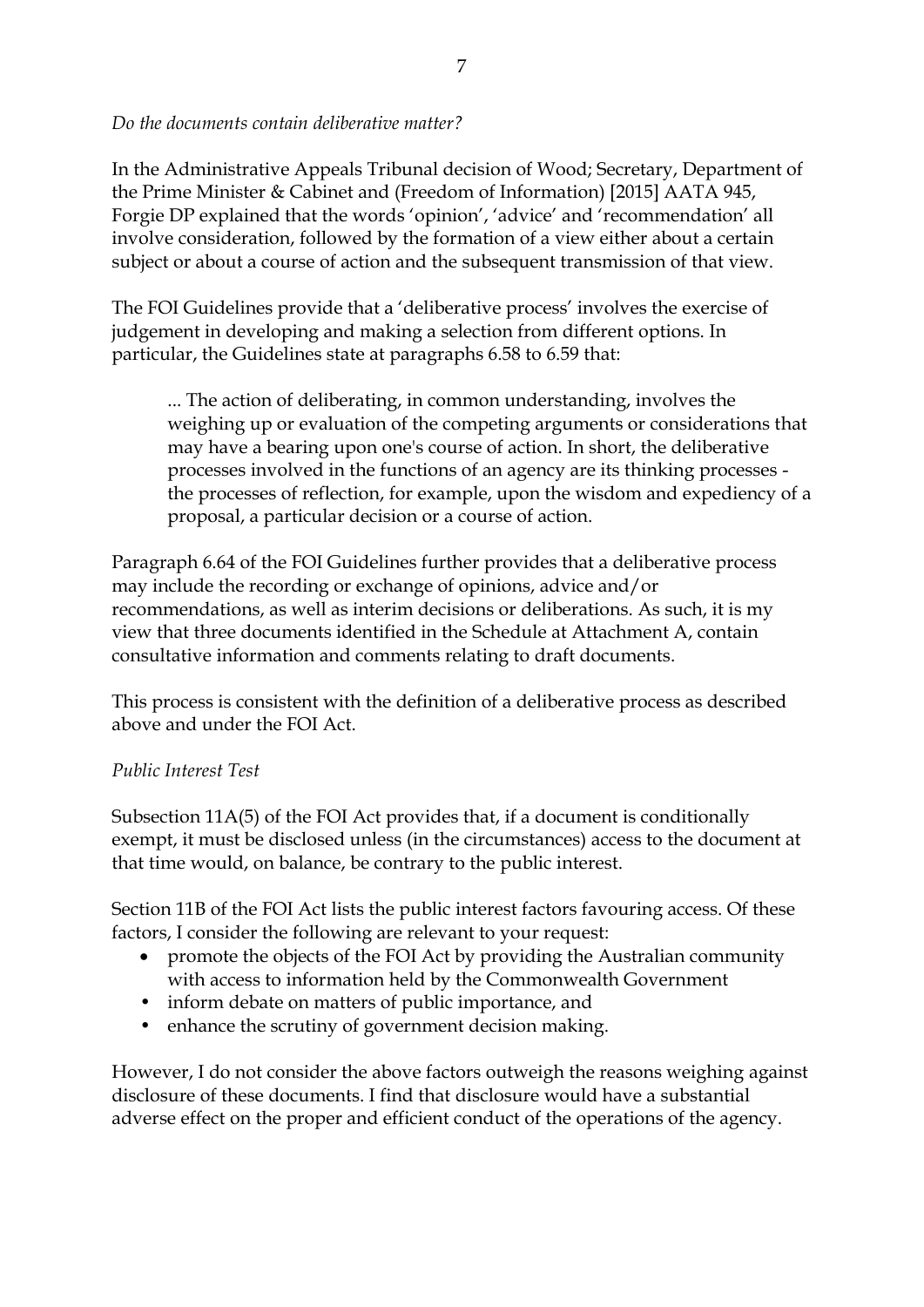*Do the documents contain deliberative matter?*

In the Administrative Appeals Tribunal decision of Wood; Secretary, Department of the Prime Minister & Cabinet and (Freedom of Information) [2015] AATA 945, Forgie DP explained that the words 'opinion', 'advice' and 'recommendation' all involve consideration, followed by the formation of a view either about a certain subject or about a course of action and the subsequent transmission of that view.

The FOI Guidelines provide that a 'deliberative process' involves the exercise of judgement in developing and making a selection from different options. In particular, the Guidelines state at paragraphs 6.58 to 6.59 that:

> ... The action of deliberating, in common understanding, involves the weighing up or evaluation of the competing arguments or considerations that may have a bearing upon one's course of action. In short, the deliberative processes involved in the functions of an agency are its thinking processes - the processes of reflection, for example, upon the wisdom and expediency of a proposal, a particular decision or a course of action.

Paragraph 6.64 of the FOI Guidelines further provides that a deliberative process may include the recording or exchange of opinions, advice and/or recommendations, as well as interim decisions or deliberations. As such, it is my view that three documents identified in the Schedule at Attachment A, contain consultative information and comments relating to draft documents.

This process is consistent with the definition of a deliberative process as described above and under the FOI Act.

*Public Interest Test*

Subsection 11A(5) of the FOI Act provides that, if a document is conditionally exempt, it must be disclosed unless (in the circumstances) access to the document at that time would, on balance, be contrary to the public interest.

Section 11B of the FOI Act lists the public interest factors favouring access. Of these factors, I consider the following are relevant to your request:

- promote the objects of the FOI Act by providing the Australian community with access to information held by the Commonwealth Government
- inform debate on matters of public importance, and
- enhance the scrutiny of government decision making.

However, I do not consider the above factors outweigh the reasons weighing against disclosure of these documents. I find that disclosure would have a substantial adverse effect on the proper and efficient conduct of the operations of the agency.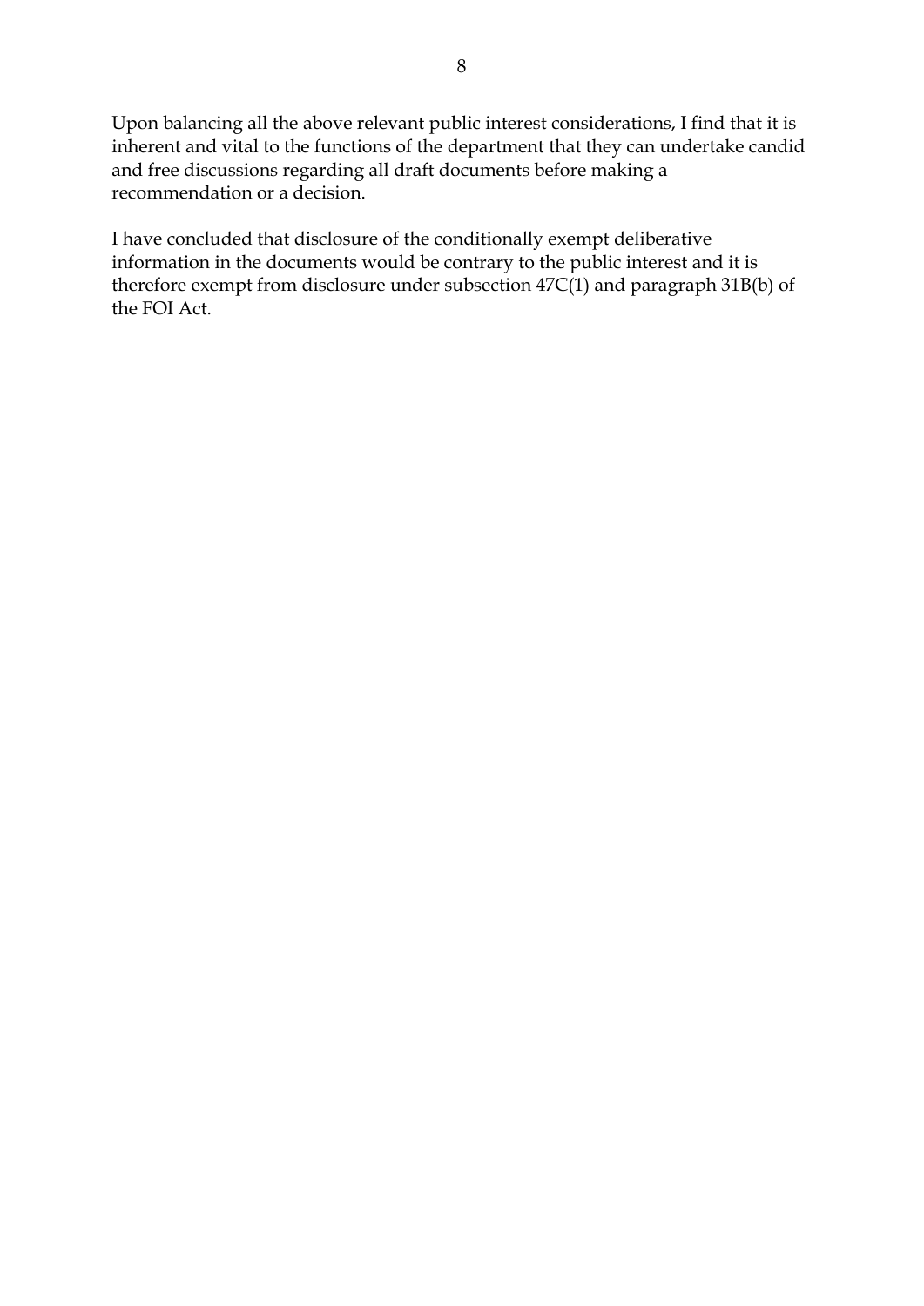Upon balancing all the above relevant public interest considerations, I find that it is inherent and vital to the functions of the department that they can undertake candid and free discussions regarding all draft documents before making a recommendation or a decision.

I have concluded that disclosure of the conditionally exempt deliberative information in the documents would be contrary to the public interest and it is therefore exempt from disclosure under subsection 47C(1) and paragraph 31B(b) of the FOI Act.